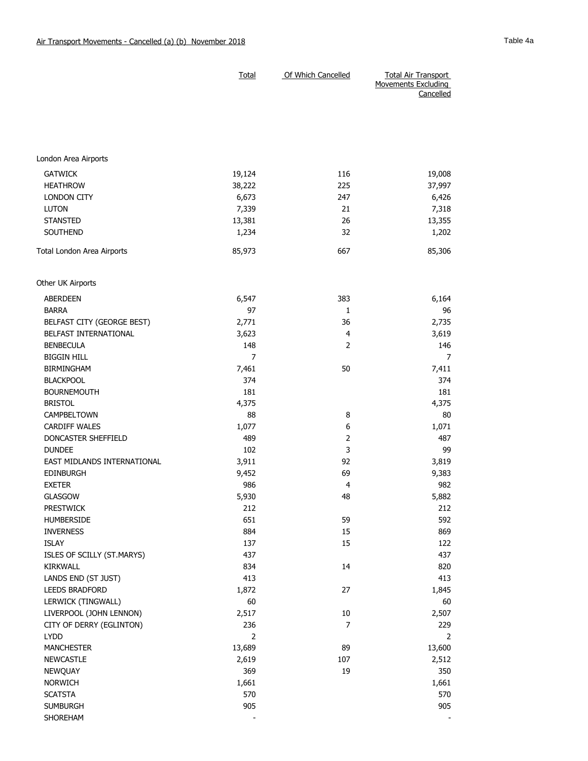## Air Transport Movements - Cancelled (a) (b) November 2018

Table 4a

| | Total | Of Which Cancelled | Total Air Transport Movements Excluding Cancelled |
|---|---|---|---|
| **London Area Airports** | | | |
| GATWICK | 19,124 | 116 | 19,008 |
| HEATHROW | 38,222 | 225 | 37,997 |
| LONDON CITY | 6,673 | 247 | 6,426 |
| LUTON | 7,339 | 21 | 7,318 |
| STANSTED | 13,381 | 26 | 13,355 |
| SOUTHEND | 1,234 | 32 | 1,202 |
| Total London Area Airports | 85,973 | 667 | 85,306 |
| **Other UK Airports** | | | |
| ABERDEEN | 6,547 | 383 | 6,164 |
| BARRA | 97 | 1 | 96 |
| BELFAST CITY (GEORGE BEST) | 2,771 | 36 | 2,735 |
| BELFAST INTERNATIONAL | 3,623 | 4 | 3,619 |
| BENBECULA | 148 | 2 | 146 |
| BIGGIN HILL | 7 | | 7 |
| BIRMINGHAM | 7,461 | 50 | 7,411 |
| BLACKPOOL | 374 | | 374 |
| BOURNEMOUTH | 181 | | 181 |
| BRISTOL | 4,375 | | 4,375 |
| CAMPBELTOWN | 88 | 8 | 80 |
| CARDIFF WALES | 1,077 | 6 | 1,071 |
| DONCASTER SHEFFIELD | 489 | 2 | 487 |
| DUNDEE | 102 | 3 | 99 |
| EAST MIDLANDS INTERNATIONAL | 3,911 | 92 | 3,819 |
| EDINBURGH | 9,452 | 69 | 9,383 |
| EXETER | 986 | 4 | 982 |
| GLASGOW | 5,930 | 48 | 5,882 |
| PRESTWICK | 212 | | 212 |
| HUMBERSIDE | 651 | 59 | 592 |
| INVERNESS | 884 | 15 | 869 |
| ISLAY | 137 | 15 | 122 |
| ISLES OF SCILLY (ST.MARYS) | 437 | | 437 |
| KIRKWALL | 834 | 14 | 820 |
| LANDS END (ST JUST) | 413 | | 413 |
| LEEDS BRADFORD | 1,872 | 27 | 1,845 |
| LERWICK (TINGWALL) | 60 | | 60 |
| LIVERPOOL (JOHN LENNON) | 2,517 | 10 | 2,507 |
| CITY OF DERRY (EGLINTON) | 236 | 7 | 229 |
| LYDD | 2 | | 2 |
| MANCHESTER | 13,689 | 89 | 13,600 |
| NEWCASTLE | 2,619 | 107 | 2,512 |
| NEWQUAY | 369 | 19 | 350 |
| NORWICH | 1,661 | | 1,661 |
| SCATSTA | 570 | | 570 |
| SUMBURGH | 905 | | 905 |
| SHOREHAM | - | | - |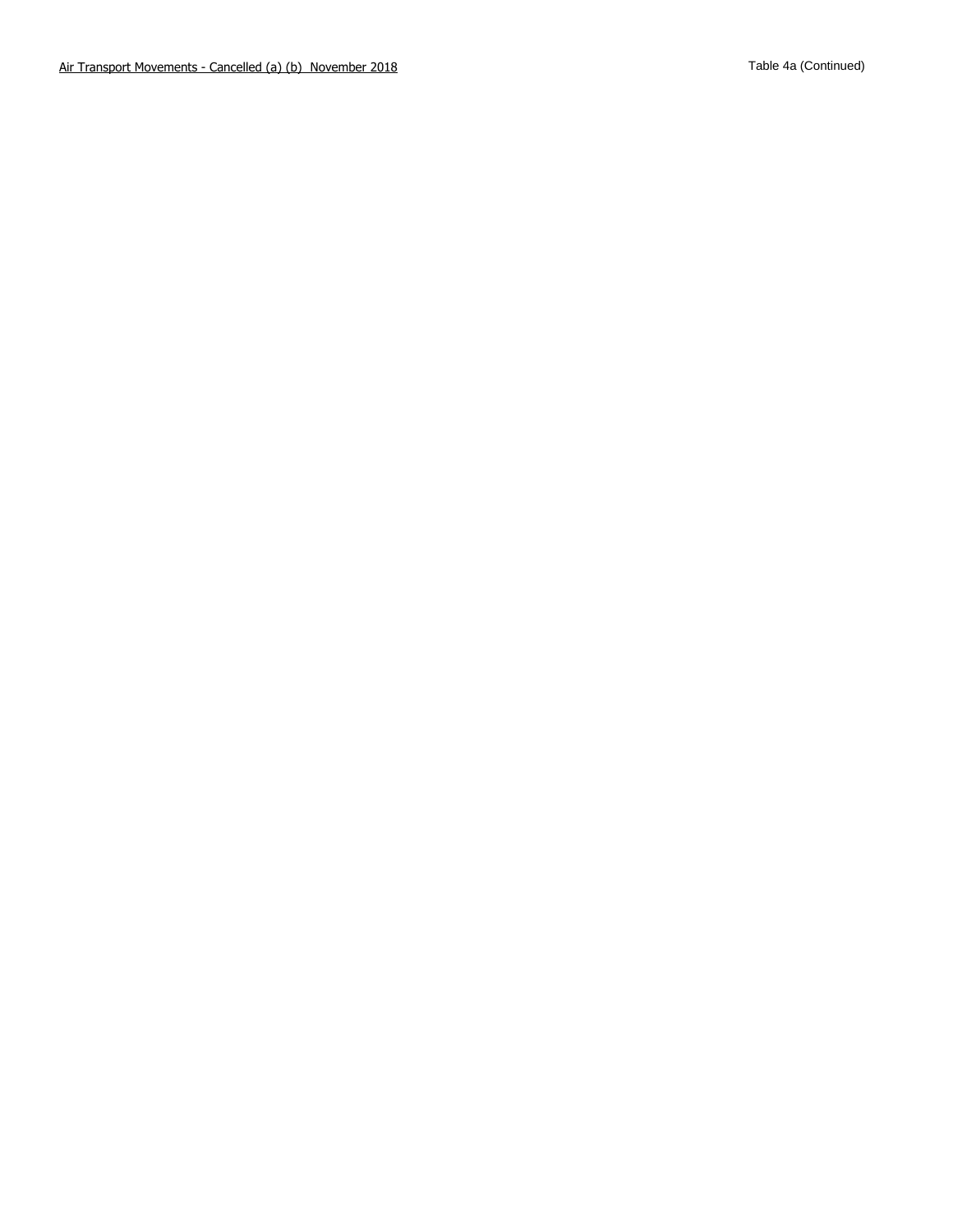Air Transport Movements - Cancelled (a) (b) November 2018

Table 4a (Continued)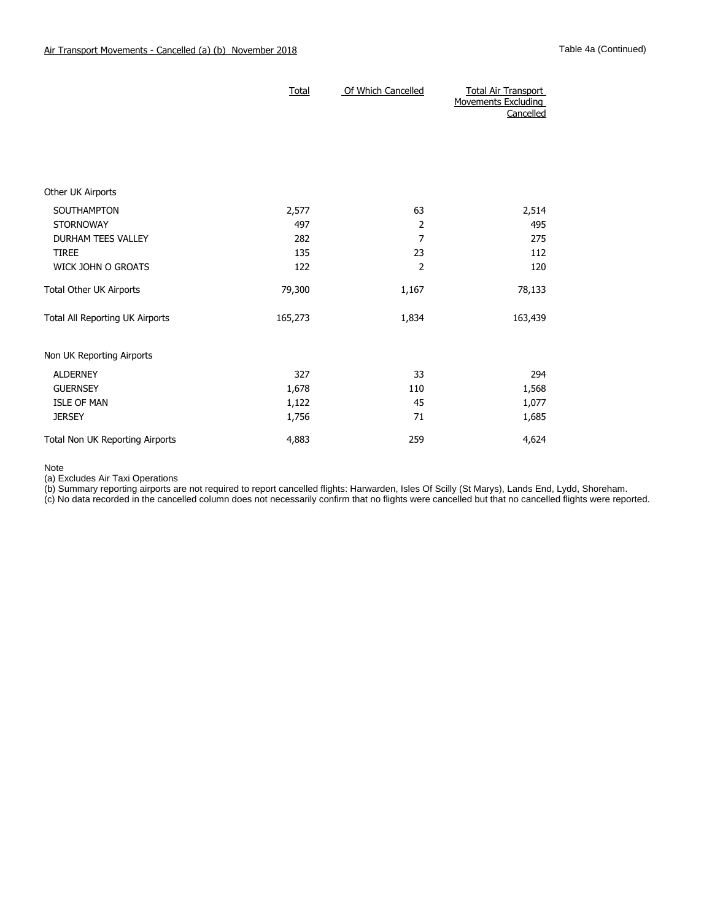Air Transport Movements - Cancelled (a) (b) November 2018

Table 4a (Continued)

| | Total | Of Which Cancelled | Total Air Transport Movements Excluding Cancelled |
|---|---|---|---|
| Other UK Airports | | | |
| SOUTHAMPTON | 2,577 | 63 | 2,514 |
| STORNOWAY | 497 | 2 | 495 |
| DURHAM TEES VALLEY | 282 | 7 | 275 |
| TIREE | 135 | 23 | 112 |
| WICK JOHN O GROATS | 122 | 2 | 120 |
| Total Other UK Airports | 79,300 | 1,167 | 78,133 |
| Total All Reporting UK Airports | 165,273 | 1,834 | 163,439 |
| Non UK Reporting Airports | | | |
| ALDERNEY | 327 | 33 | 294 |
| GUERNSEY | 1,678 | 110 | 1,568 |
| ISLE OF MAN | 1,122 | 45 | 1,077 |
| JERSEY | 1,756 | 71 | 1,685 |
| Total Non UK Reporting Airports | 4,883 | 259 | 4,624 |

Note

(a) Excludes Air Taxi Operations

(b) Summary reporting airports are not required to report cancelled flights: Harwarden, Isles Of Scilly (St Marys), Lands End, Lydd, Shoreham.

(c) No data recorded in the cancelled column does not necessarily confirm that no flights were cancelled but that no cancelled flights were reported.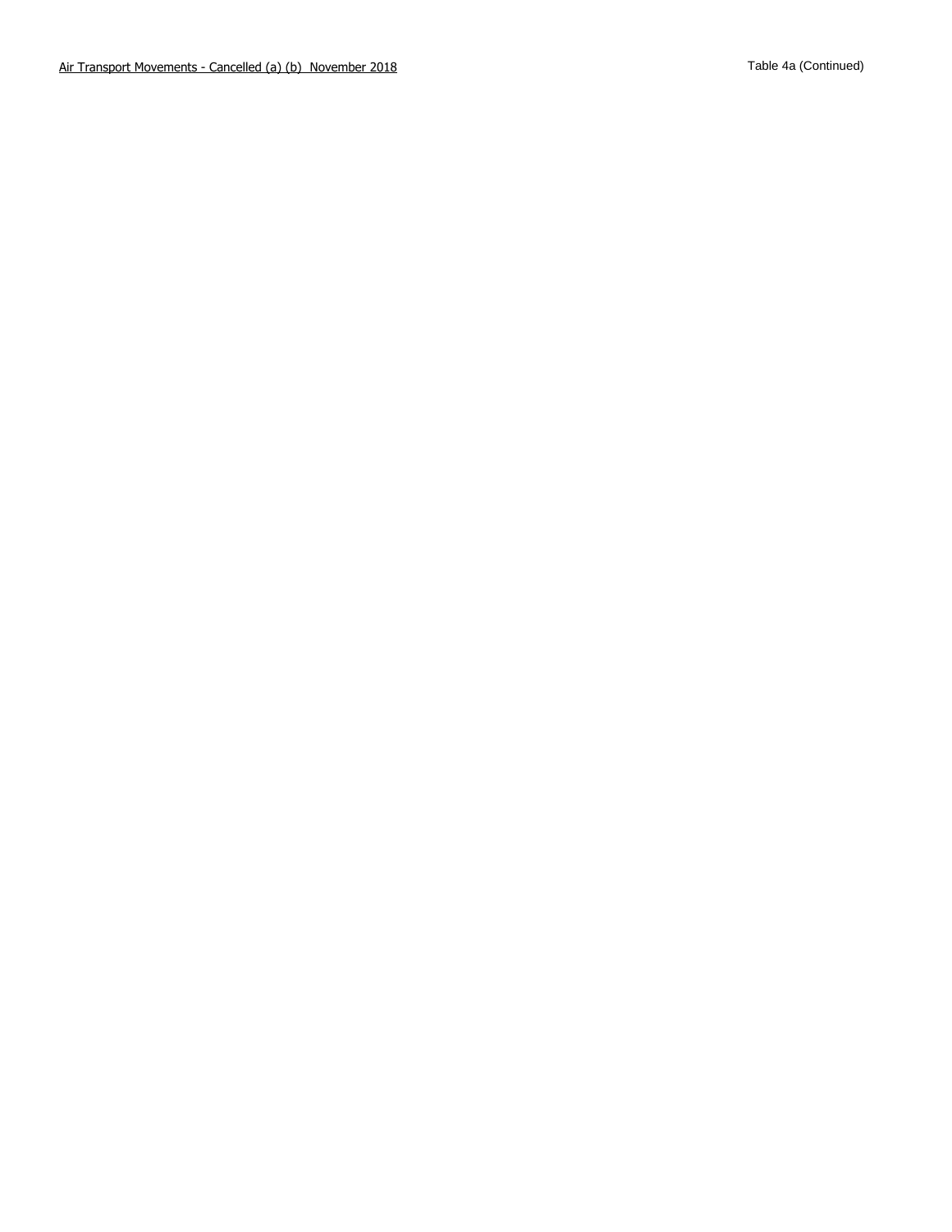Air Transport Movements - Cancelled (a) (b) November 2018

Table 4a (Continued)